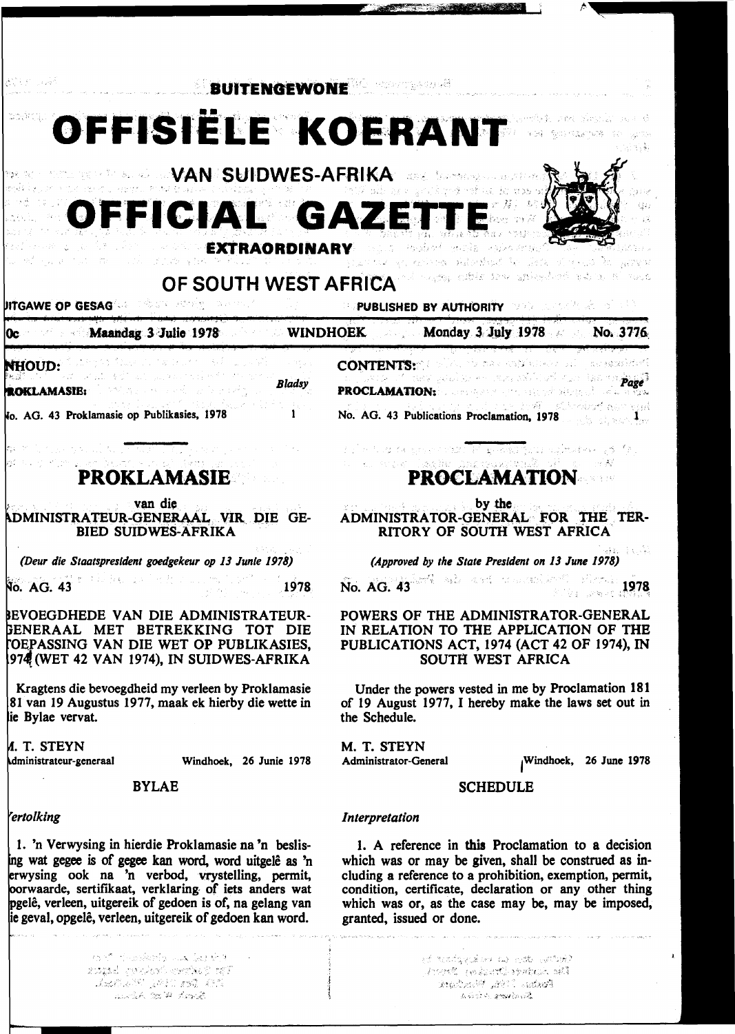BUITENGEWONE

# OFFISIËLE KOERANT

VAN SUIDWES-AFRIKA

# OFFICIAL GAZETTE

EXTRAORDINARY

OF SOUTH WEST AFRICA

UITGAWE OP GESAG — PUBLISHED BY AUTHORITY

0c — Maandag 3 Julie 1978 — WINDHOEK — Monday 3 July 1978 — No. 3776

INHOUD:

| PROKLAMASIE: | Bladsy |
|---|---|
| No. AG. 43 Proklamasie op Publikasies, 1978 | 1 |

CONTENTS:

| PROCLAMATION: | Page |
|---|---|
| No. AG. 43 Publications Proclamation, 1978 | 1 |

## PROKLAMASIE

van die

ADMINISTRATEUR-GENERAAL VIR DIE GEBIED SUIDWES-AFRIKA

*(Deur die Staatspresident goedgekeur op 13 Junie 1978)*

No. AG. 43 — 1978

BEVOEGDHEDE VAN DIE ADMINISTRATEUR-GENERAAL MET BETREKKING TOT DIE TOEPASSING VAN DIE WET OP PUBLIKASIES, 1974 (WET 42 VAN 1974), IN SUIDWES-AFRIKA

Kragtens die bevoegdheid my verleen by Proklamasie 181 van 19 Augustus 1977, maak ek hierby die wette in die Bylae vervat.

M. T. STEYN
Administrateur-generaal — Windhoek, 26 Junie 1978

### BYLAE

*Vertolking*

1. 'n Verwysing in hierdie Proklamasie na 'n beslissing wat gegee is of gegee kan word, word uitgelê as 'n verwysing ook na 'n verbod, vrystelling, permit, voorwaarde, sertifikaat, verklaring of iets anders wat opgelê, verleen, uitgereik of gedoen is of, na gelang van die geval, opgelê, verleen, uitgereik of gedoen kan word.

## PROCLAMATION

by the

ADMINISTRATOR-GENERAL FOR THE TERRITORY OF SOUTH WEST AFRICA

*(Approved by the State President on 13 June 1978)*

No. AG. 43 — 1978

POWERS OF THE ADMINISTRATOR-GENERAL IN RELATION TO THE APPLICATION OF THE PUBLICATIONS ACT, 1974 (ACT 42 OF 1974), IN SOUTH WEST AFRICA

Under the powers vested in me by Proclamation 181 of 19 August 1977, I hereby make the laws set out in the Schedule.

M. T. STEYN
Administrator-General — Windhoek, 26 June 1978

### SCHEDULE

*Interpretation*

1. A reference in this Proclamation to a decision which was or may be given, shall be construed as including a reference to a prohibition, exemption, permit, condition, certificate, declaration or any other thing which was or, as the case may be, may be imposed, granted, issued or done.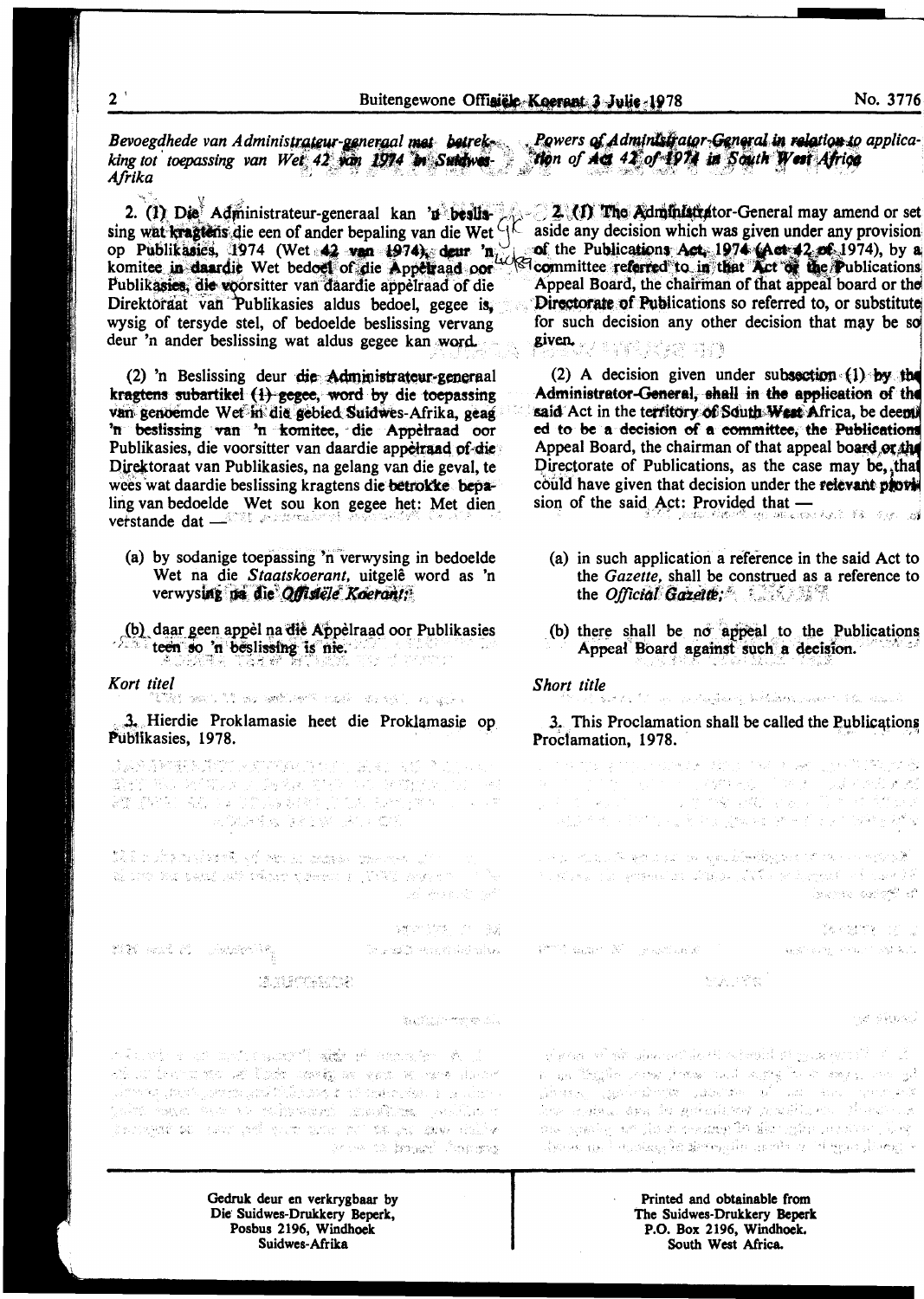*Bevoegdhede van Administrateur-generaal met betrekking tot toepassing van Wet 42 van 1974 in Suidwes-Afrika*

2. (1) Die Administrateur-generaal kan 'n beslissing wat kragtens die een of ander bepaling van die Wet op Publikasies, 1974 (Wet 42 van 1974), deur 'n komitee in daardie Wet bedoel of die Appèlraad oor Publikasies, die voorsitter van daardie appèlraad of die Direktoraat van Publikasies aldus bedoel, gegee is, wysig of tersyde stel, of bedoelde beslissing vervang deur 'n ander beslissing wat aldus gegee kan word.

(2) 'n Beslissing deur die Administrateur-generaal kragtens subartikel (1) gegee, word by die toepassing van genoemde Wet in die gebied Suidwes-Afrika, geag 'n beslissing van 'n komitee, die Appèlraad oor Publikasies, die voorsitter van daardie appèlraad of die Direktoraat van Publikasies, na gelang van die geval, te wees wat daardie beslissing kragtens die betrokke bepaling van bedoelde Wet sou kon gegee het: Met dien verstande dat —

(a) by sodanige toepassing 'n verwysing in bedoelde Wet na die *Staatskoerant*, uitgelê word as 'n verwysing na die *Offisiële Koerant*;

(b) daar geen appèl na die Appèlraad oor Publikasies teen so 'n beslissing is nie.

*Kort titel*

3. Hierdie Proklamasie heet die Proklamasie op Publikasies, 1978.

*Powers of Administrator-General in relation to application of Act 42 of 1974 in South West Africa*

2. (1) The Administrator-General may amend or set aside any decision which was given under any provision of the Publications Act, 1974 (Act 42 of 1974), by a committee referred to in that Act or the Publications Appeal Board, the chairman of that appeal board or the Directorate of Publications so referred to, or substitute for such decision any other decision that may be so given.

(2) A decision given under subsection (1) by the Administrator-General, shall in the application of the said Act in the territory of South West Africa, be deemed to be a decision of a committee, the Publications Appeal Board, the chairman of that appeal board or the Directorate of Publications, as the case may be, that could have given that decision under the relevant provision of the said Act: Provided that —

(a) in such application a reference in the said Act to the *Gazette*, shall be construed as a reference to the *Official Gazette*;

(b) there shall be no appeal to the Publications Appeal Board against such a decision.

*Short title*

3. This Proclamation shall be called the Publications Proclamation, 1978.

Gedruk deur en verkrygbaar by
Die Suidwes-Drukkery Beperk,
Posbus 2196, Windhoek
Suidwes-Afrika

Printed and obtainable from
The Suidwes-Drukkery Beperk
P.O. Box 2196, Windhoek.
South West Africa.